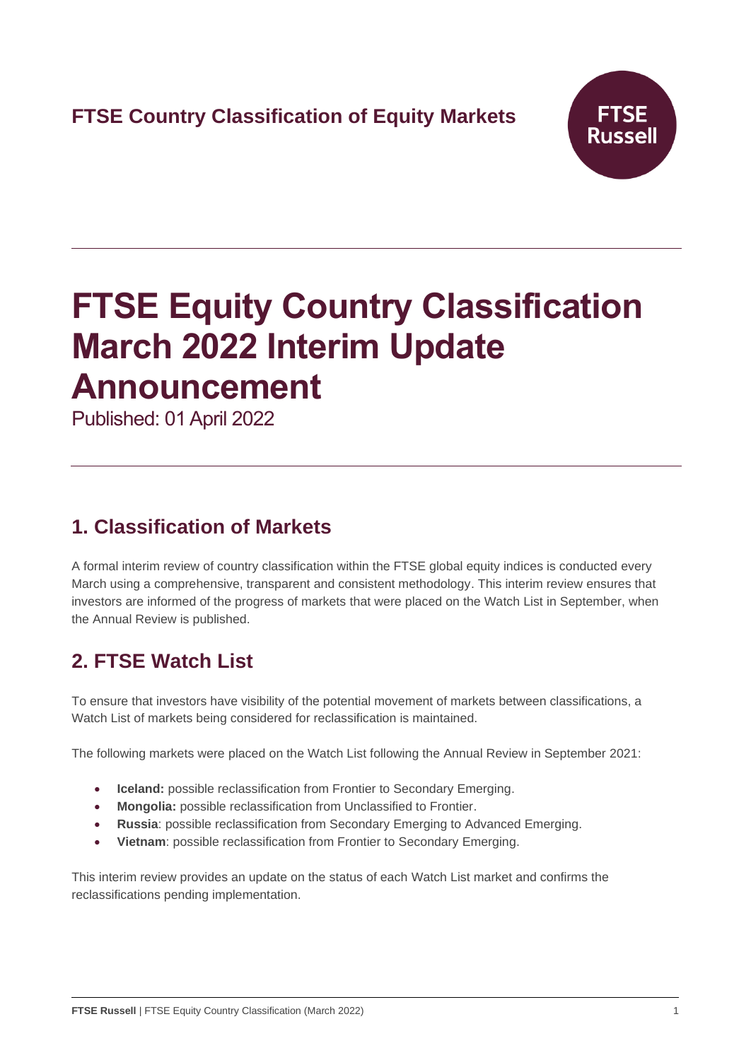FTSE Country Classification of Equity Markets

# FTSE Equity Country Classification March 2022 Interim Update Announcement

Published: 01 April 2022

## 1. Classification of Markets

A formal interim review of country classification within the FTSE global equity indices is conducted every March using a comprehensive, transparent and consistent methodology. This interim review ensures that investors are informed of the progress of markets that were placed on the Watch List in September, when the Annual Review is published.

## 2. FTSE Watch List

To ensure that investors have visibility of the potential movement of markets between classifications, a Watch List of markets being considered for reclassification is maintained.

The following markets were placed on the Watch List following the Annual Review in September 2021:

- **Iceland:** possible reclassification from Frontier to Secondary Emerging.
- **Mongolia:** possible reclassification from Unclassified to Frontier.
- **Russia**: possible reclassification from Secondary Emerging to Advanced Emerging.
- **Vietnam**: possible reclassification from Frontier to Secondary Emerging.

This interim review provides an update on the status of each Watch List market and confirms the reclassifications pending implementation.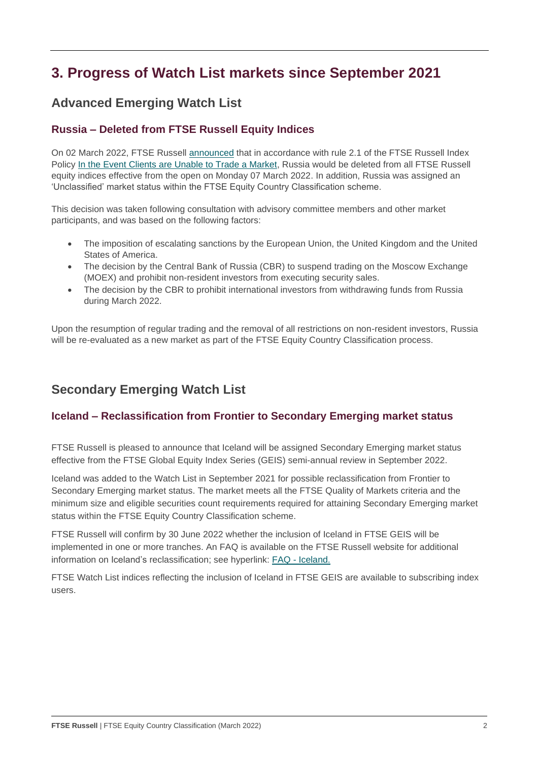# 3. Progress of Watch List markets since September 2021

## Advanced Emerging Watch List

### Russia – Deleted from FTSE Russell Equity Indices

On 02 March 2022, FTSE Russell announced that in accordance with rule 2.1 of the FTSE Russell Index Policy In the Event Clients are Unable to Trade a Market, Russia would be deleted from all FTSE Russell equity indices effective from the open on Monday 07 March 2022. In addition, Russia was assigned an 'Unclassified' market status within the FTSE Equity Country Classification scheme.

This decision was taken following consultation with advisory committee members and other market participants, and was based on the following factors:

- The imposition of escalating sanctions by the European Union, the United Kingdom and the United States of America.
- The decision by the Central Bank of Russia (CBR) to suspend trading on the Moscow Exchange (MOEX) and prohibit non-resident investors from executing security sales.
- The decision by the CBR to prohibit international investors from withdrawing funds from Russia during March 2022.

Upon the resumption of regular trading and the removal of all restrictions on non-resident investors, Russia will be re-evaluated as a new market as part of the FTSE Equity Country Classification process.

## Secondary Emerging Watch List

### Iceland – Reclassification from Frontier to Secondary Emerging market status

FTSE Russell is pleased to announce that Iceland will be assigned Secondary Emerging market status effective from the FTSE Global Equity Index Series (GEIS) semi-annual review in September 2022.

Iceland was added to the Watch List in September 2021 for possible reclassification from Frontier to Secondary Emerging market status. The market meets all the FTSE Quality of Markets criteria and the minimum size and eligible securities count requirements required for attaining Secondary Emerging market status within the FTSE Equity Country Classification scheme.

FTSE Russell will confirm by 30 June 2022 whether the inclusion of Iceland in FTSE GEIS will be implemented in one or more tranches. An FAQ is available on the FTSE Russell website for additional information on Iceland's reclassification; see hyperlink: FAQ - Iceland.

FTSE Watch List indices reflecting the inclusion of Iceland in FTSE GEIS are available to subscribing index users.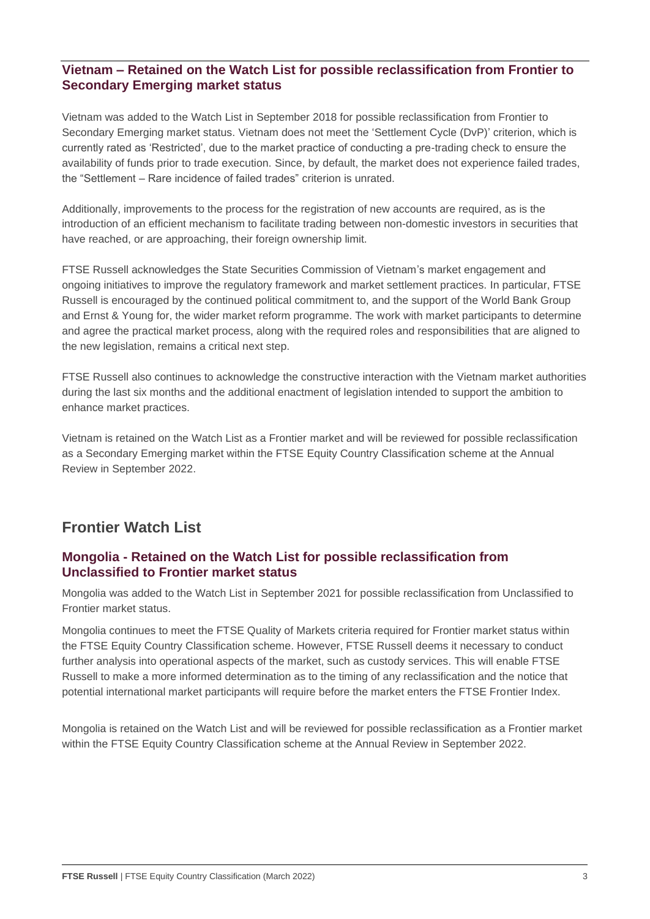### Vietnam – Retained on the Watch List for possible reclassification from Frontier to Secondary Emerging market status

Vietnam was added to the Watch List in September 2018 for possible reclassification from Frontier to Secondary Emerging market status. Vietnam does not meet the 'Settlement Cycle (DvP)' criterion, which is currently rated as 'Restricted', due to the market practice of conducting a pre-trading check to ensure the availability of funds prior to trade execution. Since, by default, the market does not experience failed trades, the "Settlement – Rare incidence of failed trades" criterion is unrated.

Additionally, improvements to the process for the registration of new accounts are required, as is the introduction of an efficient mechanism to facilitate trading between non-domestic investors in securities that have reached, or are approaching, their foreign ownership limit.

FTSE Russell acknowledges the State Securities Commission of Vietnam's market engagement and ongoing initiatives to improve the regulatory framework and market settlement practices. In particular, FTSE Russell is encouraged by the continued political commitment to, and the support of the World Bank Group and Ernst & Young for, the wider market reform programme. The work with market participants to determine and agree the practical market process, along with the required roles and responsibilities that are aligned to the new legislation, remains a critical next step.

FTSE Russell also continues to acknowledge the constructive interaction with the Vietnam market authorities during the last six months and the additional enactment of legislation intended to support the ambition to enhance market practices.

Vietnam is retained on the Watch List as a Frontier market and will be reviewed for possible reclassification as a Secondary Emerging market within the FTSE Equity Country Classification scheme at the Annual Review in September 2022.

## Frontier Watch List

### Mongolia - Retained on the Watch List for possible reclassification from Unclassified to Frontier market status

Mongolia was added to the Watch List in September 2021 for possible reclassification from Unclassified to Frontier market status.

Mongolia continues to meet the FTSE Quality of Markets criteria required for Frontier market status within the FTSE Equity Country Classification scheme. However, FTSE Russell deems it necessary to conduct further analysis into operational aspects of the market, such as custody services. This will enable FTSE Russell to make a more informed determination as to the timing of any reclassification and the notice that potential international market participants will require before the market enters the FTSE Frontier Index.

Mongolia is retained on the Watch List and will be reviewed for possible reclassification as a Frontier market within the FTSE Equity Country Classification scheme at the Annual Review in September 2022.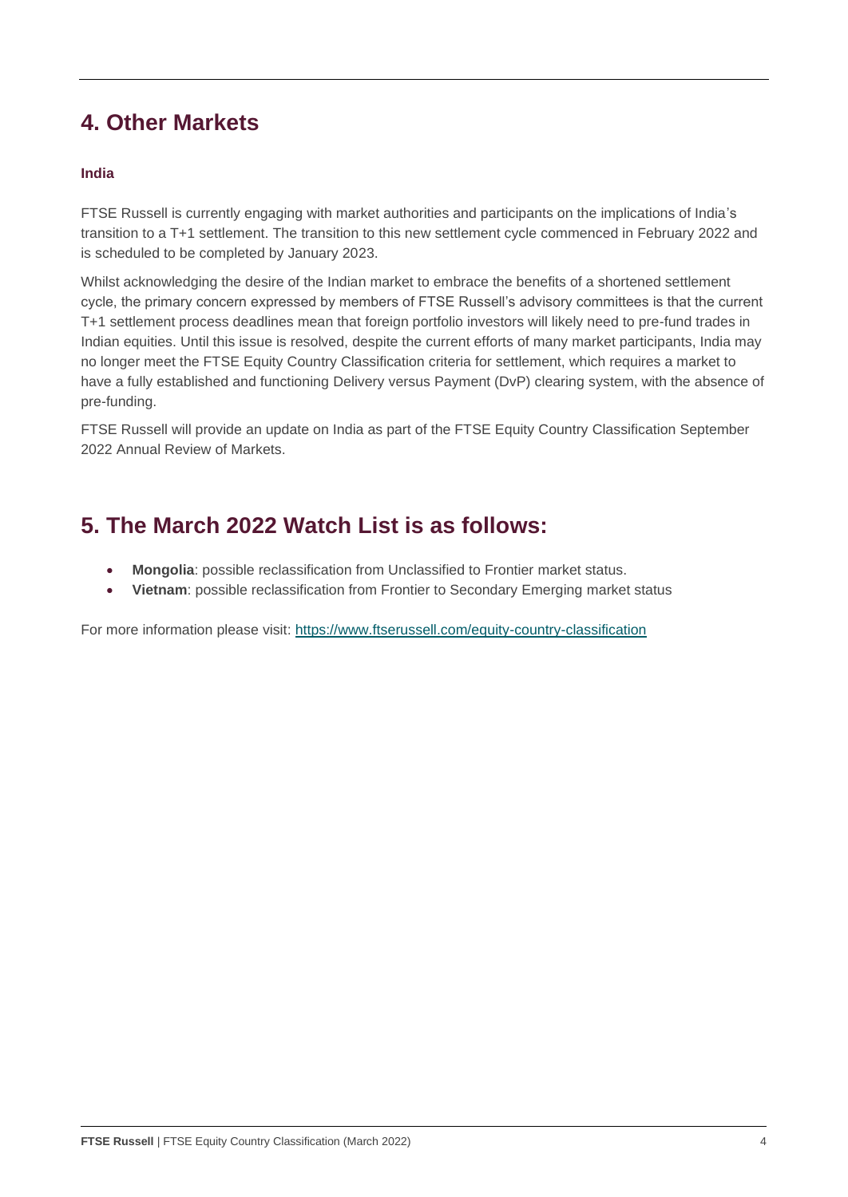## 4. Other Markets

**India**

FTSE Russell is currently engaging with market authorities and participants on the implications of India's transition to a T+1 settlement. The transition to this new settlement cycle commenced in February 2022 and is scheduled to be completed by January 2023.

Whilst acknowledging the desire of the Indian market to embrace the benefits of a shortened settlement cycle, the primary concern expressed by members of FTSE Russell's advisory committees is that the current T+1 settlement process deadlines mean that foreign portfolio investors will likely need to pre-fund trades in Indian equities. Until this issue is resolved, despite the current efforts of many market participants, India may no longer meet the FTSE Equity Country Classification criteria for settlement, which requires a market to have a fully established and functioning Delivery versus Payment (DvP) clearing system, with the absence of pre-funding.

FTSE Russell will provide an update on India as part of the FTSE Equity Country Classification September 2022 Annual Review of Markets.

## 5. The March 2022 Watch List is as follows:

- **Mongolia**: possible reclassification from Unclassified to Frontier market status.
- **Vietnam**: possible reclassification from Frontier to Secondary Emerging market status

For more information please visit: [https://www.ftserussell.com/equity-country-classification](https://www.ftserussell.com/equity-country-classification)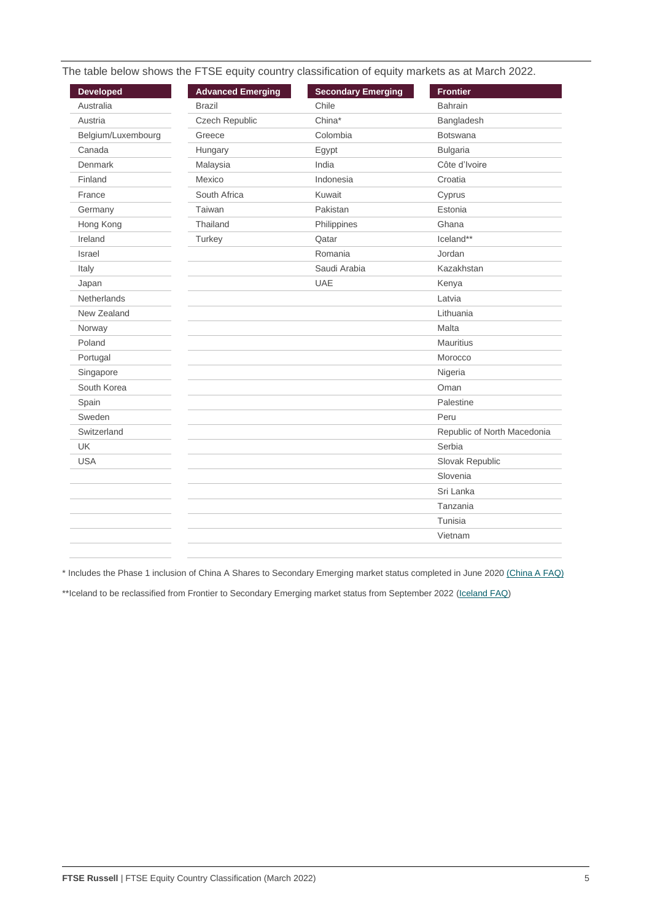The table below shows the FTSE equity country classification of equity markets as at March 2022.

| Developed | Advanced Emerging | Secondary Emerging | Frontier |
|---|---|---|---|
| Australia | Brazil | Chile | Bahrain |
| Austria | Czech Republic | China* | Bangladesh |
| Belgium/Luxembourg | Greece | Colombia | Botswana |
| Canada | Hungary | Egypt | Bulgaria |
| Denmark | Malaysia | India | Côte d'Ivoire |
| Finland | Mexico | Indonesia | Croatia |
| France | South Africa | Kuwait | Cyprus |
| Germany | Taiwan | Pakistan | Estonia |
| Hong Kong | Thailand | Philippines | Ghana |
| Ireland | Turkey | Qatar | Iceland** |
| Israel | | Romania | Jordan |
| Italy | | Saudi Arabia | Kazakhstan |
| Japan | | UAE | Kenya |
| Netherlands | | | Latvia |
| New Zealand | | | Lithuania |
| Norway | | | Malta |
| Poland | | | Mauritius |
| Portugal | | | Morocco |
| Singapore | | | Nigeria |
| South Korea | | | Oman |
| Spain | | | Palestine |
| Sweden | | | Peru |
| Switzerland | | | Republic of North Macedonia |
| UK | | | Serbia |
| USA | | | Slovak Republic |
| | | | Slovenia |
| | | | Sri Lanka |
| | | | Tanzania |
| | | | Tunisia |
| | | | Vietnam |

* Includes the Phase 1 inclusion of China A Shares to Secondary Emerging market status completed in June 2020 (China A FAQ)

**Iceland to be reclassified from Frontier to Secondary Emerging market status from September 2022 (Iceland FAQ)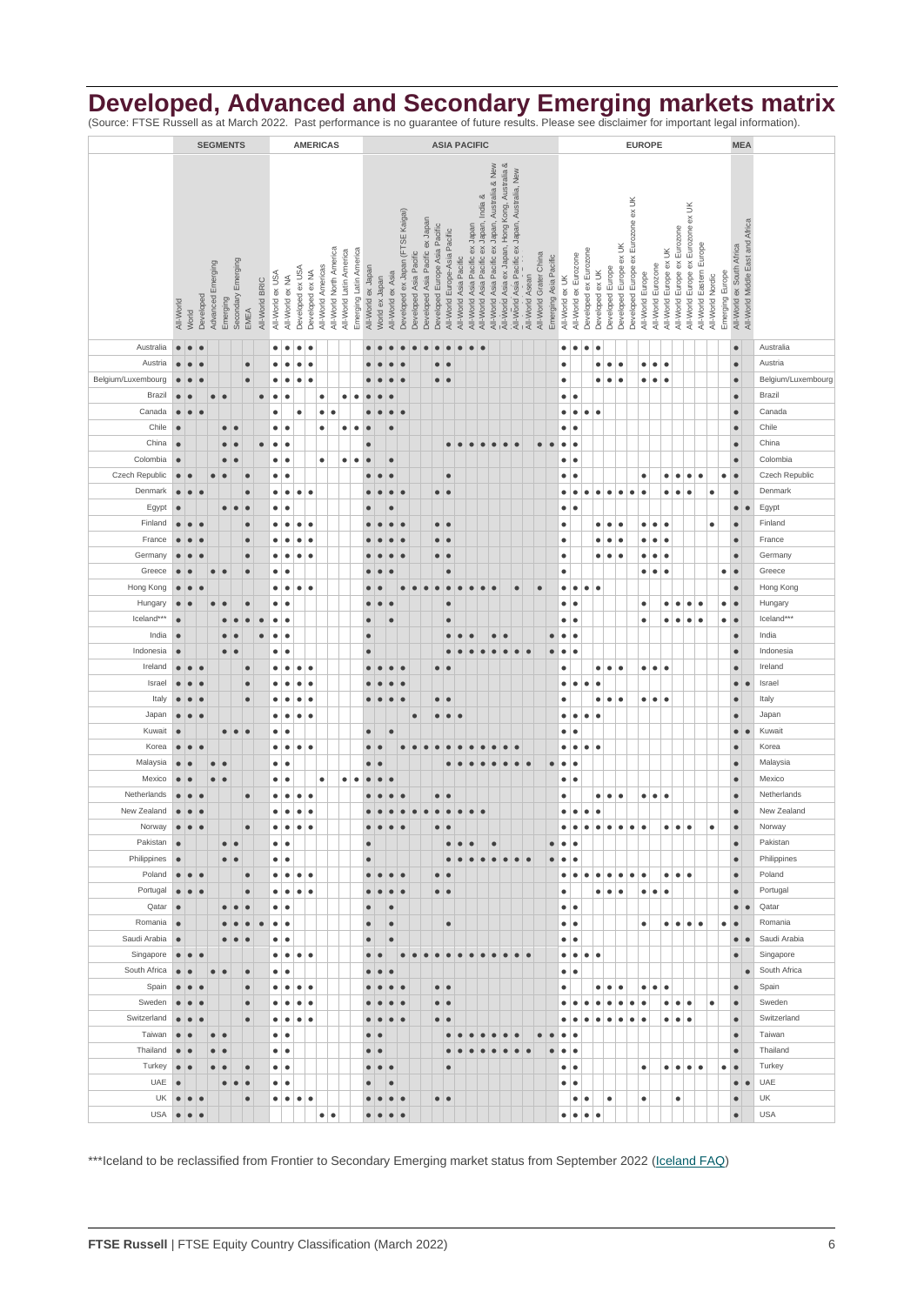# Developed, Advanced and Secondary Emerging markets matrix

(Source: FTSE Russell as at March 2022. Past performance is no guarantee of future results. Please see disclaimer for important legal information).

| | SEGMENTS | | | | | | | | AMERICAS | | | | | | | | ASIA PACIFIC | | | | | | | | | | | | | | | | | EUROPE | | | | | | | | | | | | | | | MEA | | |
|---|---|---|---|---|---|---|---|---|---|---|---|---|---|---|---|---|---|---|---|---|---|---|---|---|---|---|---|---|---|---|---|---|---|---|---|---|---|---|---|---|---|---|---|---|---|---|---|---|---|---|---|
| | All-World | World | Developed | Advanced Emerging | Emerging | Secondary Emerging | EMEA | All-World BRIC | All-World ex USA | All-World ex NA | Developed ex USA | Developed ex NA | All-World Americas | All-World North America | All-World Latin America | Emerging Latin America | All-World ex Japan | World ex Japan | All-World ex Asia | Developed ex Japan (FTSE Kaigai) | Developed Asia Pacific | Developed Asia Pacific ex Japan | Developed Europe Asia Pacific | All-World Europe-Asia Pacific | All-World Asia Pacific | All-World Asia Pacific ex Japan | All-World Asia Pacific ex Japan, India & | All-World Asia Pacific ex Japan, Australia & New | All-World Asia Pacific ex Japan, Hong Kong, Australia & | All-World Asia Pacific ex Japan, Australia, New | All-World Asean | All-World Greater China | Emerging Asia Pacific | All-World ex UK | All-World ex Eurozone | Developed ex Eurozone | Developed ex UK | Developed Europe | Developed Europe ex UK | Developed Europe ex Eurozone ex UK | All-World Europe | All-World Eurozone | All-World Europe ex UK | All-World Europe ex Eurozone | All-World Europe ex Eurozone ex UK | All-World Eastern Europe | All-World Nordic | Emerging Europe | All-World ex South Africa | All-World Middle East and Africa | |
| Australia | ● | ● | ● | | | | | | ● | ● | ● | ● | | | | | ● | ● | ● | ● | ● | ● | ● | ● | ● | ● | | | | | | | | ● | ● | ● | ● | | | | | | | | | | | | ● | | Australia |
| Austria | ● | ● | ● | | | | ● | | ● | ● | ● | ● | | | | | ● | ● | ● | ● | | | ● | ● | | | | | | | | | | ● | | | ● | ● | ● | | ● | ● | ● | | | | | | ● | | Austria |
| Belgium/Luxembourg | ● | ● | ● | | | | ● | | ● | ● | ● | ● | | | | | ● | ● | ● | ● | | | ● | ● | | | | | | | | | | ● | | | ● | ● | ● | | ● | ● | ● | | | | | | ● | | Belgium/Luxembourg |
| Brazil | ● | ● | | ● | ● | | | ● | ● | ● | | | ● | | ● | ● | ● | ● | ● | | | | | | | | | | | | | | | ● | ● | | | | | | | | | | | | | | ● | | Brazil |
| Canada | ● | ● | ● | | | | | | ● | | ● | | ● | ● | | | ● | ● | ● | ● | | | | | | | | | | | | | | ● | ● | ● | ● | | | | | | | | | | | | ● | | Canada |
| Chile | ● | | | | ● | ● | | | ● | ● | | | ● | | ● | ● | ● | | ● | | | | | | | | | | | | | | | ● | ● | | | | | | | | | | | | | | ● | | Chile |
| China | ● | | | | ● | ● | | ● | ● | ● | | | | | | | ● | | | | | | | ● | ● | ● | ● | ● | ● | ● | | ● | ● | ● | ● | | | | | | | | | | | | | | ● | | China |
| Colombia | ● | | | | ● | ● | | | ● | ● | | | ● | | ● | ● | ● | | ● | | | | | | | | | | | | | | | ● | ● | | | | | | | | | | | | | | ● | | Colombia |
| Czech Republic | ● | ● | | ● | ● | | ● | | ● | ● | | | | | | | ● | ● | ● | | | | | ● | | | | | | | | | | ● | ● | | | | | | ● | | ● | ● | ● | ● | | ● | ● | | Czech Republic |
| Denmark | ● | ● | ● | | | | ● | | ● | ● | ● | ● | | | | | ● | ● | ● | ● | | | ● | ● | | | | | | | | | | ● | ● | ● | ● | ● | ● | ● | ● | | ● | ● | ● | | ● | | ● | | Denmark |
| Egypt | ● | | | | ● | ● | ● | | ● | ● | | | | | | | ● | | ● | | | | | | | | | | | | | | | ● | ● | | | | | | | | | | | | | | ● | ● | Egypt |
| Finland | ● | ● | ● | | | | ● | | ● | ● | ● | ● | | | | | ● | ● | ● | ● | | | ● | ● | | | | | | | | | | ● | | | ● | ● | ● | | ● | ● | ● | | | | ● | | ● | | Finland |
| France | ● | ● | ● | | | | ● | | ● | ● | ● | ● | | | | | ● | ● | ● | ● | | | ● | ● | | | | | | | | | | ● | | | ● | ● | ● | | ● | ● | ● | | | | | | ● | | France |
| Germany | ● | ● | ● | | | | ● | | ● | ● | ● | ● | | | | | ● | ● | ● | ● | | | ● | ● | | | | | | | | | | ● | | | ● | ● | ● | | ● | ● | ● | | | | | | ● | | Germany |
| Greece | ● | ● | | ● | ● | | ● | | ● | ● | | | | | | | ● | ● | ● | | | | | ● | | | | | | | | | | ● | | | | | | | ● | ● | ● | | | | | ● | ● | | Greece |
| Hong Kong | ● | ● | ● | | | | | | ● | ● | ● | ● | | | | | ● | ● | | ● | ● | ● | ● | ● | ● | ● | ● | ● | | ● | | ● | | ● | ● | ● | ● | | | | | | | | | | | | ● | | Hong Kong |
| Hungary | ● | ● | | ● | ● | | ● | | ● | ● | | | | | | | ● | ● | ● | | | | | ● | | | | | | | | | | ● | ● | | | | | | ● | | ● | ● | ● | ● | | ● | ● | | Hungary |
| Iceland*** | ● | | | | ● | ● | ● | | ● | ● | | | | | | | ● | | ● | | | | | ● | | | | | | | | | | ● | ● | | | | | | ● | | ● | ● | ● | ● | | ● | ● | | Iceland*** |
| India | ● | | | | ● | ● | | ● | ● | ● | | | | | | | ● | | | | | | | ● | ● | ● | | ● | ● | | | | ● | ● | ● | | | | | | | | | | | | | | ● | | India |
| Indonesia | ● | | | | ● | ● | | | ● | ● | | | | | | | ● | | | | | | | ● | ● | ● | ● | ● | ● | ● | ● | | ● | ● | ● | | | | | | | | | | | | | | ● | | Indonesia |
| Ireland | ● | ● | ● | | | | ● | | ● | ● | ● | ● | | | | | ● | ● | ● | ● | | | ● | ● | | | | | | | | | | ● | | | ● | ● | ● | | ● | ● | ● | | | | | | ● | | Ireland |
| Israel | ● | ● | ● | | | | ● | | ● | ● | ● | ● | | | | | ● | ● | ● | ● | | | | | | | | | | | | | | ● | ● | ● | ● | | | | | | | | | | | | ● | ● | Israel |
| Italy | ● | ● | ● | | | | ● | | ● | ● | ● | ● | | | | | ● | ● | ● | ● | | | ● | ● | | | | | | | | | | ● | | | ● | ● | ● | | ● | ● | ● | | | | | | ● | | Italy |
| Japan | ● | ● | ● | | | | | | ● | ● | ● | ● | | | | | | | | | ● | | ● | ● | ● | | | | | | | | | ● | ● | ● | ● | | | | | | | | | | | | ● | | Japan |
| Kuwait | ● | | | | ● | ● | ● | | ● | ● | | | | | | | ● | | ● | | | | | | | | | | | | | | | ● | ● | | | | | | | | | | | | | | ● | ● | Kuwait |
| Korea | ● | ● | ● | | | | | | ● | ● | ● | ● | | | | | ● | ● | | ● | ● | ● | ● | ● | ● | ● | ● | ● | ● | ● | | | | ● | ● | ● | ● | | | | | | | | | | | | ● | | Korea |
| Malaysia | ● | ● | | ● | ● | | | | ● | ● | | | | | | | ● | ● | | | | | | ● | ● | ● | ● | ● | ● | ● | ● | | ● | ● | ● | | | | | | | | | | | | | | ● | | Malaysia |
| Mexico | ● | ● | | ● | ● | | | | ● | ● | | | ● | | ● | ● | ● | ● | ● | | | | | | | | | | | | | | | ● | ● | | | | | | | | | | | | | | ● | | Mexico |
| Netherlands | ● | ● | ● | | | | ● | | ● | ● | ● | ● | | | | | ● | ● | ● | ● | | | ● | ● | | | | | | | | | | ● | | | ● | ● | ● | | ● | ● | ● | | | | | | ● | | Netherlands |
| New Zealand | ● | ● | ● | | | | | | ● | ● | ● | ● | | | | | ● | ● | ● | ● | ● | ● | ● | ● | ● | ● | ● | | | | | | | ● | ● | ● | ● | | | | | | | | | | | | ● | | New Zealand |
| Norway | ● | ● | ● | | | | ● | | ● | ● | ● | ● | | | | | ● | ● | ● | ● | | | ● | ● | | | | | | | | | | ● | ● | ● | ● | ● | ● | ● | ● | | ● | ● | ● | | ● | | ● | | Norway |
| Pakistan | ● | | | | ● | ● | | | ● | ● | | | | | | | ● | | | | | | | ● | ● | ● | | ● | | | | | ● | ● | ● | | | | | | | | | | | | | | ● | | Pakistan |
| Philippines | ● | | | | ● | ● | | | ● | ● | | | | | | | ● | | | | | | | ● | ● | ● | ● | ● | ● | ● | ● | | ● | ● | ● | | | | | | | | | | | | | | ● | | Philippines |
| Poland | ● | ● | ● | | | | ● | | ● | ● | ● | ● | | | | | ● | ● | ● | ● | | | ● | ● | | | | | | | | | | ● | ● | ● | ● | ● | ● | ● | ● | | ● | ● | ● | | | | ● | | Poland |
| Portugal | ● | ● | ● | | | | ● | | ● | ● | ● | ● | | | | | ● | ● | ● | ● | | | ● | ● | | | | | | | | | | ● | | | ● | ● | ● | | ● | ● | ● | | | | | | ● | | Portugal |
| Qatar | ● | | | | ● | ● | ● | | ● | ● | | | | | | | ● | | ● | | | | | | | | | | | | | | | ● | ● | | | | | | | | | | | | | | ● | ● | Qatar |
| Romania | ● | | | | ● | ● | ● | | ● | ● | | | | | | | ● | | ● | | | | | ● | | | | | | | | | | ● | ● | | | | | | ● | | ● | ● | ● | ● | | ● | ● | | Romania |
| Saudi Arabia | ● | | | | ● | ● | ● | | ● | ● | | | | | | | ● | | ● | | | | | | | | | | | | | | | ● | ● | | | | | | | | | | | | | | ● | ● | Saudi Arabia |
| Singapore | ● | ● | ● | | | | | | ● | ● | ● | ● | | | | | ● | ● | | ● | ● | ● | ● | ● | ● | ● | ● | ● | ● | ● | ● | | | ● | ● | ● | ● | | | | | | | | | | | | ● | | Singapore |
| South Africa | ● | ● | | ● | ● | | ● | | ● | ● | | | | | | | ● | ● | ● | | | | | | | | | | | | | | | ● | ● | | | | | | | | | | | | | | | ● | South Africa |
| Spain | ● | ● | ● | | | | ● | | ● | ● | ● | ● | | | | | ● | ● | ● | ● | | | ● | ● | | | | | | | | | | ● | | | ● | ● | ● | | ● | ● | ● | | | | | | ● | | Spain |
| Sweden | ● | ● | ● | | | | ● | | ● | ● | ● | ● | | | | | ● | ● | ● | ● | | | ● | ● | | | | | | | | | | ● | ● | ● | ● | ● | ● | ● | ● | | ● | ● | ● | | ● | | ● | | Sweden |
| Switzerland | ● | ● | ● | | | | ● | | ● | ● | ● | ● | | | | | ● | ● | ● | ● | | | ● | ● | | | | | | | | | | ● | ● | ● | ● | ● | ● | ● | ● | | ● | ● | ● | | | | ● | | Switzerland |
| Taiwan | ● | ● | | ● | ● | | | | ● | ● | | | | | | | ● | ● | | | | | | ● | ● | ● | ● | ● | ● | ● | | ● | ● | ● | ● | | | | | | | | | | | | | | ● | | Taiwan |
| Thailand | ● | ● | | ● | ● | | | | ● | ● | | | | | | | ● | ● | | | | | | ● | ● | ● | ● | ● | ● | ● | ● | | ● | ● | ● | | | | | | | | | | | | | | ● | | Thailand |
| Turkey | ● | ● | | ● | ● | | ● | | ● | ● | | | | | | | ● | ● | ● | | | | | ● | | | | | | | | | | ● | ● | | | | | | ● | | ● | ● | ● | ● | | ● | ● | | Turkey |
| UAE | ● | | | | ● | ● | ● | | ● | ● | | | | | | | ● | | ● | | | | | | | | | | | | | | | ● | ● | | | | | | | | | | | | | | ● | ● | UAE |
| UK | ● | ● | ● | | | | ● | | ● | ● | ● | ● | | | | | ● | ● | ● | ● | | | ● | ● | | | | | | | | | | | ● | ● | | ● | | | ● | | | ● | | | | | ● | | UK |
| USA | ● | ● | ● | | | | | | | | | | ● | ● | | | ● | ● | ● | ● | | | | | | | | | | | | | | ● | ● | ● | ● | | | | | | | | | | | | ● | | USA |

***Iceland to be reclassified from Frontier to Secondary Emerging market status from September 2022 (Iceland FAQ)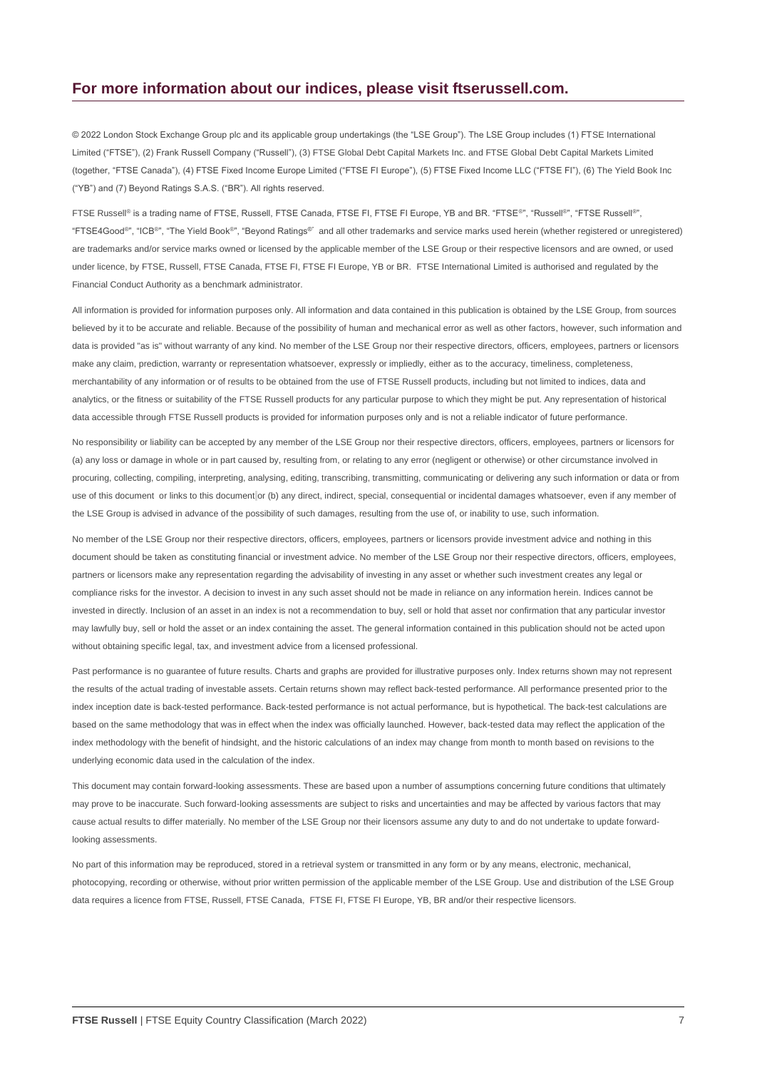## For more information about our indices, please visit ftserussell.com.

© 2022 London Stock Exchange Group plc and its applicable group undertakings (the "LSE Group"). The LSE Group includes (1) FTSE International Limited ("FTSE"), (2) Frank Russell Company ("Russell"), (3) FTSE Global Debt Capital Markets Inc. and FTSE Global Debt Capital Markets Limited (together, "FTSE Canada"), (4) FTSE Fixed Income Europe Limited ("FTSE FI Europe"), (5) FTSE Fixed Income LLC ("FTSE FI"), (6) The Yield Book Inc ("YB") and (7) Beyond Ratings S.A.S. ("BR"). All rights reserved.

FTSE Russell® is a trading name of FTSE, Russell, FTSE Canada, FTSE FI, FTSE FI Europe, YB and BR. "FTSE®", "Russell®", "FTSE Russell®", "FTSE4Good®", "ICB®", "The Yield Book®", "Beyond Ratings®" and all other trademarks and service marks used herein (whether registered or unregistered) are trademarks and/or service marks owned or licensed by the applicable member of the LSE Group or their respective licensors and are owned, or used under licence, by FTSE, Russell, FTSE Canada, FTSE FI, FTSE FI Europe, YB or BR. FTSE International Limited is authorised and regulated by the Financial Conduct Authority as a benchmark administrator.

All information is provided for information purposes only. All information and data contained in this publication is obtained by the LSE Group, from sources believed by it to be accurate and reliable. Because of the possibility of human and mechanical error as well as other factors, however, such information and data is provided "as is" without warranty of any kind. No member of the LSE Group nor their respective directors, officers, employees, partners or licensors make any claim, prediction, warranty or representation whatsoever, expressly or impliedly, either as to the accuracy, timeliness, completeness, merchantability of any information or of results to be obtained from the use of FTSE Russell products, including but not limited to indices, data and analytics, or the fitness or suitability of the FTSE Russell products for any particular purpose to which they might be put. Any representation of historical data accessible through FTSE Russell products is provided for information purposes only and is not a reliable indicator of future performance.

No responsibility or liability can be accepted by any member of the LSE Group nor their respective directors, officers, employees, partners or licensors for (a) any loss or damage in whole or in part caused by, resulting from, or relating to any error (negligent or otherwise) or other circumstance involved in procuring, collecting, compiling, interpreting, analysing, editing, transcribing, transmitting, communicating or delivering any such information or data or from use of this document or links to this document or (b) any direct, indirect, special, consequential or incidental damages whatsoever, even if any member of the LSE Group is advised in advance of the possibility of such damages, resulting from the use of, or inability to use, such information.

No member of the LSE Group nor their respective directors, officers, employees, partners or licensors provide investment advice and nothing in this document should be taken as constituting financial or investment advice. No member of the LSE Group nor their respective directors, officers, employees, partners or licensors make any representation regarding the advisability of investing in any asset or whether such investment creates any legal or compliance risks for the investor. A decision to invest in any such asset should not be made in reliance on any information herein. Indices cannot be invested in directly. Inclusion of an asset in an index is not a recommendation to buy, sell or hold that asset nor confirmation that any particular investor may lawfully buy, sell or hold the asset or an index containing the asset. The general information contained in this publication should not be acted upon without obtaining specific legal, tax, and investment advice from a licensed professional.

Past performance is no guarantee of future results. Charts and graphs are provided for illustrative purposes only. Index returns shown may not represent the results of the actual trading of investable assets. Certain returns shown may reflect back-tested performance. All performance presented prior to the index inception date is back-tested performance. Back-tested performance is not actual performance, but is hypothetical. The back-test calculations are based on the same methodology that was in effect when the index was officially launched. However, back-tested data may reflect the application of the index methodology with the benefit of hindsight, and the historic calculations of an index may change from month to month based on revisions to the underlying economic data used in the calculation of the index.

This document may contain forward-looking assessments. These are based upon a number of assumptions concerning future conditions that ultimately may prove to be inaccurate. Such forward-looking assessments are subject to risks and uncertainties and may be affected by various factors that may cause actual results to differ materially. No member of the LSE Group nor their licensors assume any duty to and do not undertake to update forward-looking assessments.

No part of this information may be reproduced, stored in a retrieval system or transmitted in any form or by any means, electronic, mechanical, photocopying, recording or otherwise, without prior written permission of the applicable member of the LSE Group. Use and distribution of the LSE Group data requires a licence from FTSE, Russell, FTSE Canada, FTSE FI, FTSE FI Europe, YB, BR and/or their respective licensors.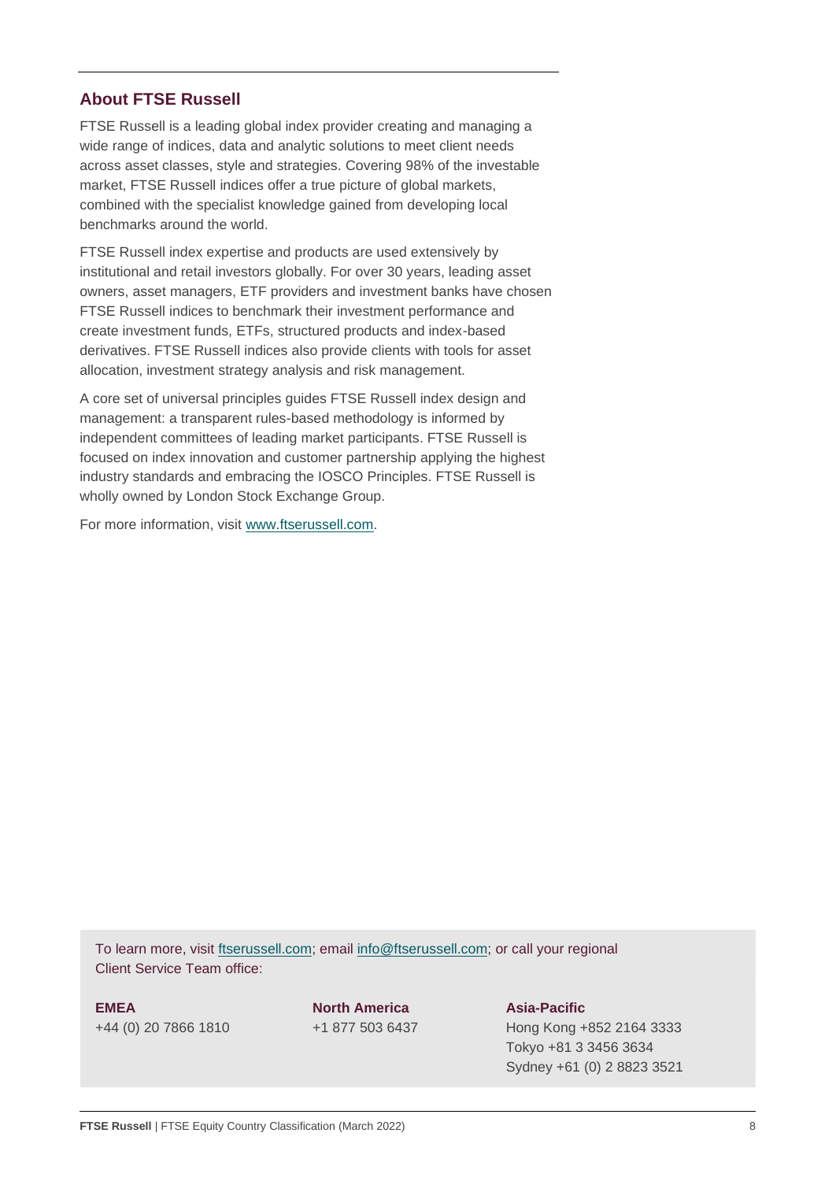## About FTSE Russell

FTSE Russell is a leading global index provider creating and managing a wide range of indices, data and analytic solutions to meet client needs across asset classes, style and strategies. Covering 98% of the investable market, FTSE Russell indices offer a true picture of global markets, combined with the specialist knowledge gained from developing local benchmarks around the world.

FTSE Russell index expertise and products are used extensively by institutional and retail investors globally. For over 30 years, leading asset owners, asset managers, ETF providers and investment banks have chosen FTSE Russell indices to benchmark their investment performance and create investment funds, ETFs, structured products and index-based derivatives. FTSE Russell indices also provide clients with tools for asset allocation, investment strategy analysis and risk management.

A core set of universal principles guides FTSE Russell index design and management: a transparent rules-based methodology is informed by independent committees of leading market participants. FTSE Russell is focused on index innovation and customer partnership applying the highest industry standards and embracing the IOSCO Principles. FTSE Russell is wholly owned by London Stock Exchange Group.

For more information, visit [www.ftserussell.com](http://www.ftserussell.com).

To learn more, visit [ftserussell.com](http://ftserussell.com); email [info@ftserussell.com](mailto:info@ftserussell.com); or call your regional Client Service Team office:

**EMEA**
+44 (0) 20 7866 1810

**North America**
+1 877 503 6437

**Asia-Pacific**
Hong Kong +852 2164 3333
Tokyo +81 3 3456 3634
Sydney +61 (0) 2 8823 3521